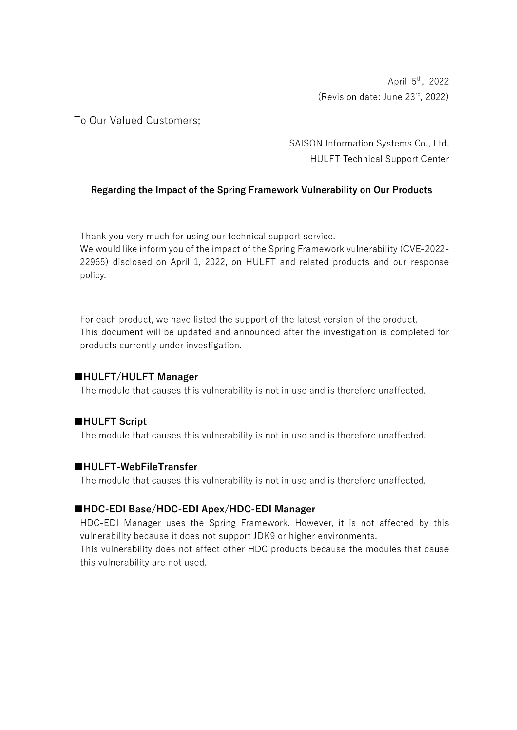April 5th, 2022

(Revision date: June 23rd, 2022)

To Our Valued Customers;

SAISON Information Systems Co., Ltd.

HULFT Technical Support Center

# Regarding the Impact of the Spring Framework Vulnerability on Our Products

Thank you very much for using our technical support service.
We would like inform you of the impact of the Spring Framework vulnerability (CVE-2022-22965) disclosed on April 1, 2022, on HULFT and related products and our response policy.

For each product, we have listed the support of the latest version of the product.
This document will be updated and announced after the investigation is completed for products currently under investigation.

## ■HULFT/HULFT Manager

The module that causes this vulnerability is not in use and is therefore unaffected.

## ■HULFT Script

The module that causes this vulnerability is not in use and is therefore unaffected.

## ■HULFT-WebFileTransfer

The module that causes this vulnerability is not in use and is therefore unaffected.

## ■HDC-EDI Base/HDC-EDI Apex/HDC-EDI Manager

HDC-EDI Manager uses the Spring Framework. However, it is not affected by this vulnerability because it does not support JDK9 or higher environments.
This vulnerability does not affect other HDC products because the modules that cause this vulnerability are not used.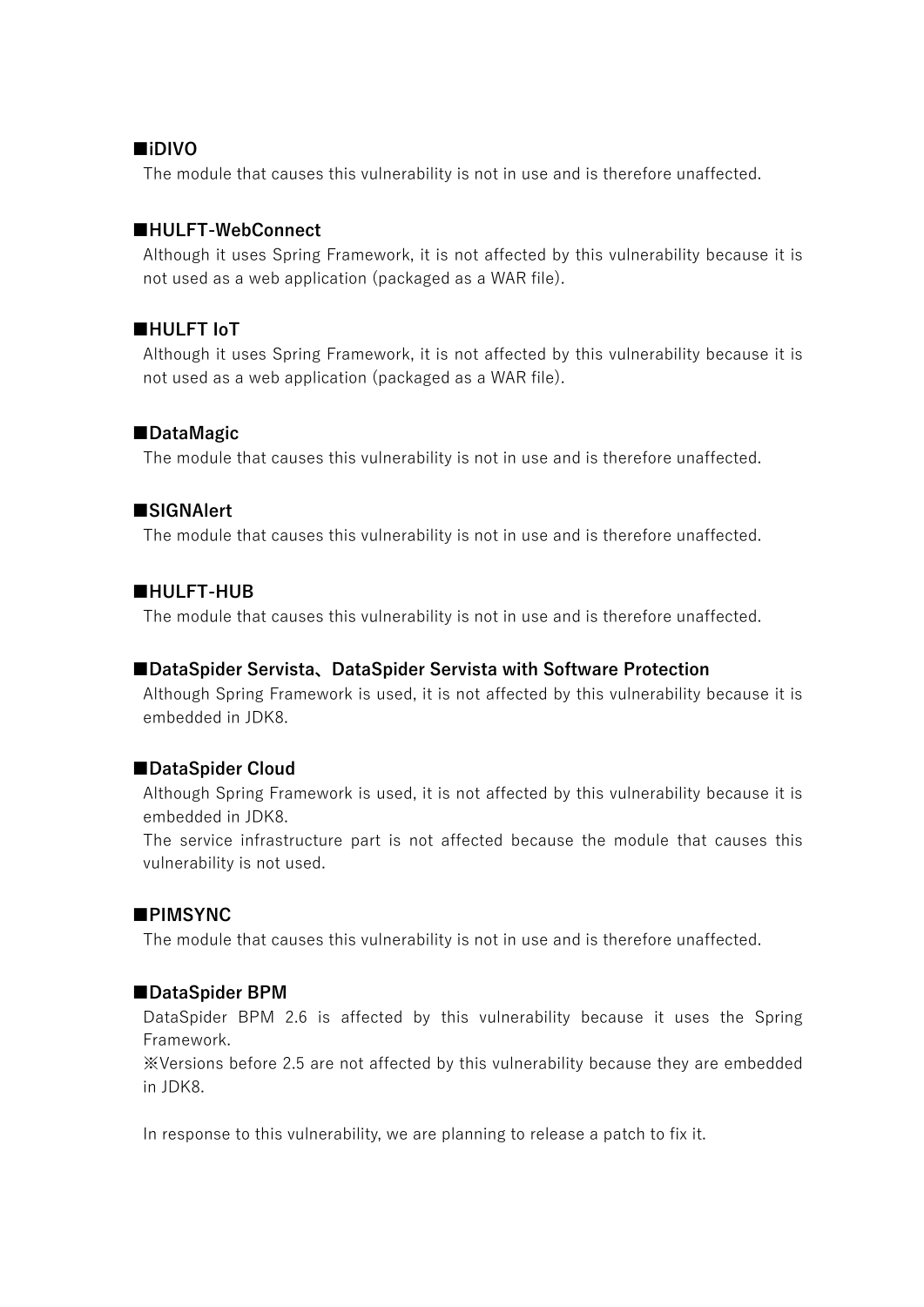**■iDIVO**

The module that causes this vulnerability is not in use and is therefore unaffected.

**■HULFT-WebConnect**

Although it uses Spring Framework, it is not affected by this vulnerability because it is not used as a web application (packaged as a WAR file).

**■HULFT IoT**

Although it uses Spring Framework, it is not affected by this vulnerability because it is not used as a web application (packaged as a WAR file).

**■DataMagic**

The module that causes this vulnerability is not in use and is therefore unaffected.

**■SIGNAlert**

The module that causes this vulnerability is not in use and is therefore unaffected.

**■HULFT-HUB**

The module that causes this vulnerability is not in use and is therefore unaffected.

**■DataSpider Servista、DataSpider Servista with Software Protection**

Although Spring Framework is used, it is not affected by this vulnerability because it is embedded in JDK8.

**■DataSpider Cloud**

Although Spring Framework is used, it is not affected by this vulnerability because it is embedded in JDK8.

The service infrastructure part is not affected because the module that causes this vulnerability is not used.

**■PIMSYNC**

The module that causes this vulnerability is not in use and is therefore unaffected.

**■DataSpider BPM**

DataSpider BPM 2.6 is affected by this vulnerability because it uses the Spring Framework.

※Versions before 2.5 are not affected by this vulnerability because they are embedded in JDK8.

In response to this vulnerability, we are planning to release a patch to fix it.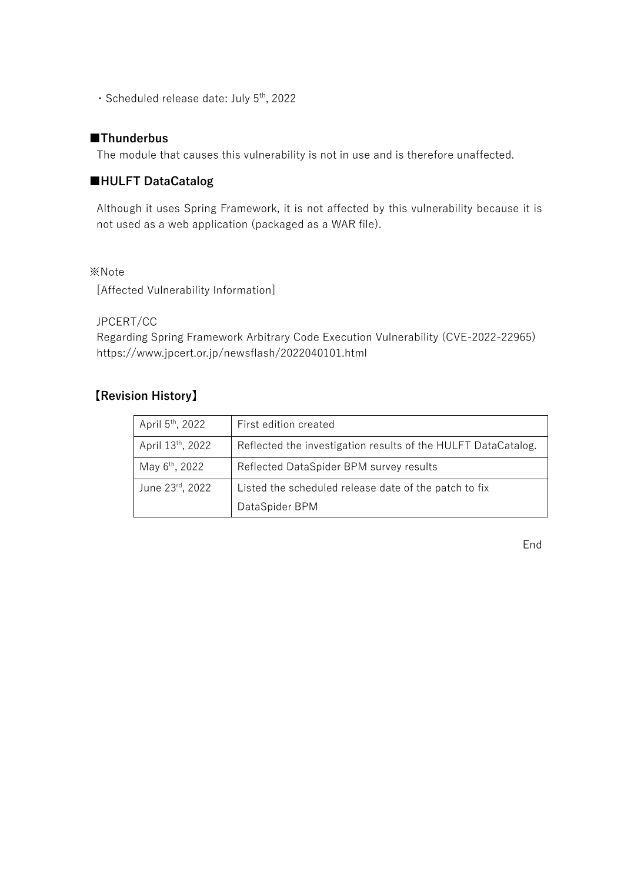・Scheduled release date: July 5th, 2022

## ■Thunderbus

The module that causes this vulnerability is not in use and is therefore unaffected.

## ■HULFT DataCatalog

Although it uses Spring Framework, it is not affected by this vulnerability because it is not used as a web application (packaged as a WAR file).

※Note

[Affected Vulnerability Information]

JPCERT/CC
Regarding Spring Framework Arbitrary Code Execution Vulnerability (CVE-2022-22965)
https://www.jpcert.or.jp/newsflash/2022040101.html

## 【Revision History】

| | |
|---|---|
| April 5th, 2022 | First edition created |
| April 13th, 2022 | Reflected the investigation results of the HULFT DataCatalog. |
| May 6th, 2022 | Reflected DataSpider BPM survey results |
| June 23rd, 2022 | Listed the scheduled release date of the patch to fix DataSpider BPM |

End